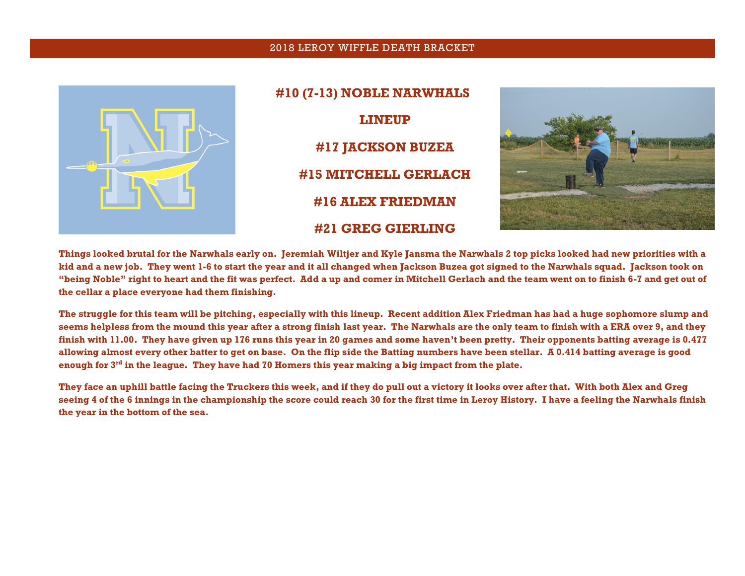# 2018 LEROY WIFFLE DEATH BRACKET

## #10 (7-13) NOBLE NARWHALS

### LINEUP

**#17 JACKSON BUZEA**

**#15 MITCHELL GERLACH**

**#16 ALEX FRIEDMAN**

**#21 GREG GIERLING**

**Things looked brutal for the Narwhals early on. Jeremiah Wiltjer and Kyle Jansma the Narwhals 2 top picks looked had new priorities with a kid and a new job. They went 1-6 to start the year and it all changed when Jackson Buzea got signed to the Narwhals squad. Jackson took on "being Noble" right to heart and the fit was perfect. Add a up and comer in Mitchell Gerlach and the team went on to finish 6-7 and get out of the cellar a place everyone had them finishing.**

**The struggle for this team will be pitching, especially with this lineup. Recent addition Alex Friedman has had a huge sophomore slump and seems helpless from the mound this year after a strong finish last year. The Narwhals are the only team to finish with a ERA over 9, and they finish with 11.00. They have given up 176 runs this year in 20 games and some haven't been pretty. Their opponents batting average is 0.477 allowing almost every other batter to get on base. On the flip side the Batting numbers have been stellar. A 0.414 batting average is good enough for 3rd in the league. They have had 70 Homers this year making a big impact from the plate.**

**They face an uphill battle facing the Truckers this week, and if they do pull out a victory it looks over after that. With both Alex and Greg seeing 4 of the 6 innings in the championship the score could reach 30 for the first time in Leroy History. I have a feeling the Narwhals finish the year in the bottom of the sea.**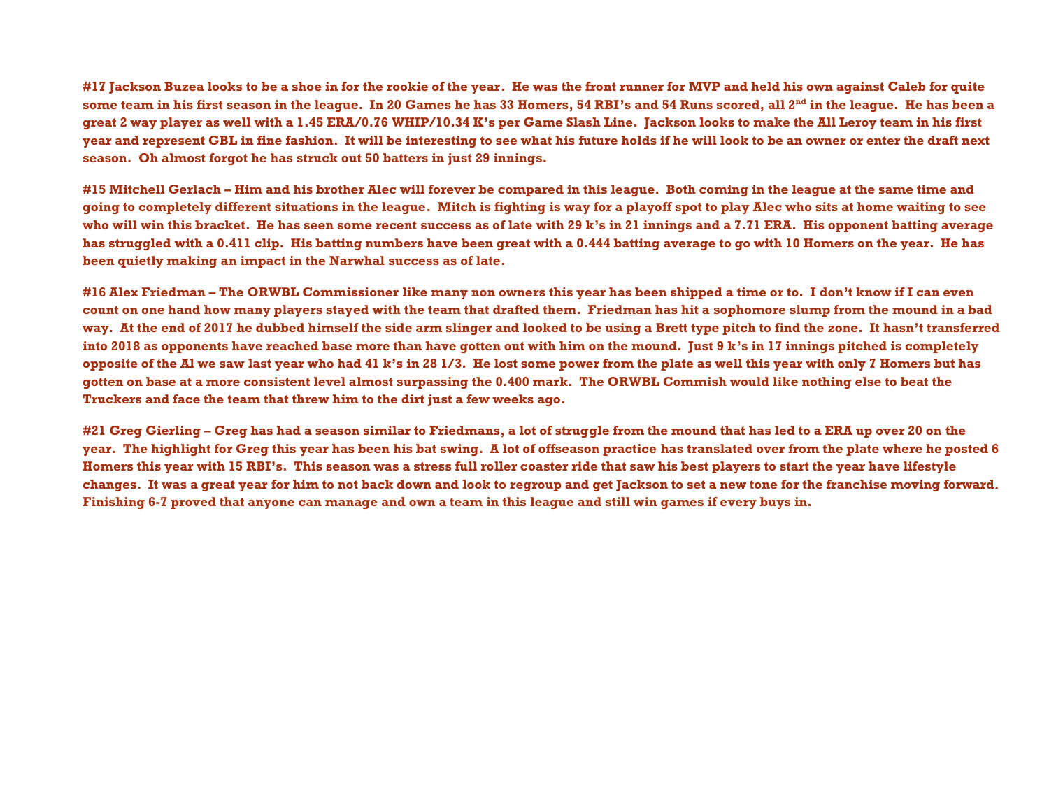**#17 Jackson Buzea looks to be a shoe in for the rookie of the year. He was the front runner for MVP and held his own against Caleb for quite some team in his first season in the league. In 20 Games he has 33 Homers, 54 RBI's and 54 Runs scored, all 2nd in the league. He has been a great 2 way player as well with a 1.45 ERA/0.76 WHIP/10.34 K's per Game Slash Line. Jackson looks to make the All Leroy team in his first year and represent GBL in fine fashion. It will be interesting to see what his future holds if he will look to be an owner or enter the draft next season. Oh almost forgot he has struck out 50 batters in just 29 innings.**

**#15 Mitchell Gerlach – Him and his brother Alec will forever be compared in this league. Both coming in the league at the same time and going to completely different situations in the league. Mitch is fighting is way for a playoff spot to play Alec who sits at home waiting to see who will win this bracket. He has seen some recent success as of late with 29 k's in 21 innings and a 7.71 ERA. His opponent batting average has struggled with a 0.411 clip. His batting numbers have been great with a 0.444 batting average to go with 10 Homers on the year. He has been quietly making an impact in the Narwhal success as of late.**

**#16 Alex Friedman – The ORWBL Commissioner like many non owners this year has been shipped a time or to. I don't know if I can even count on one hand how many players stayed with the team that drafted them. Friedman has hit a sophomore slump from the mound in a bad way. At the end of 2017 he dubbed himself the side arm slinger and looked to be using a Brett type pitch to find the zone. It hasn't transferred into 2018 as opponents have reached base more than have gotten out with him on the mound. Just 9 k's in 17 innings pitched is completely opposite of the Al we saw last year who had 41 k's in 28 1/3. He lost some power from the plate as well this year with only 7 Homers but has gotten on base at a more consistent level almost surpassing the 0.400 mark. The ORWBL Commish would like nothing else to beat the Truckers and face the team that threw him to the dirt just a few weeks ago.**

**#21 Greg Gierling – Greg has had a season similar to Friedmans, a lot of struggle from the mound that has led to a ERA up over 20 on the year. The highlight for Greg this year has been his bat swing. A lot of offseason practice has translated over from the plate where he posted 6 Homers this year with 15 RBI's. This season was a stress full roller coaster ride that saw his best players to start the year have lifestyle changes. It was a great year for him to not back down and look to regroup and get Jackson to set a new tone for the franchise moving forward. Finishing 6-7 proved that anyone can manage and own a team in this league and still win games if every buys in.**